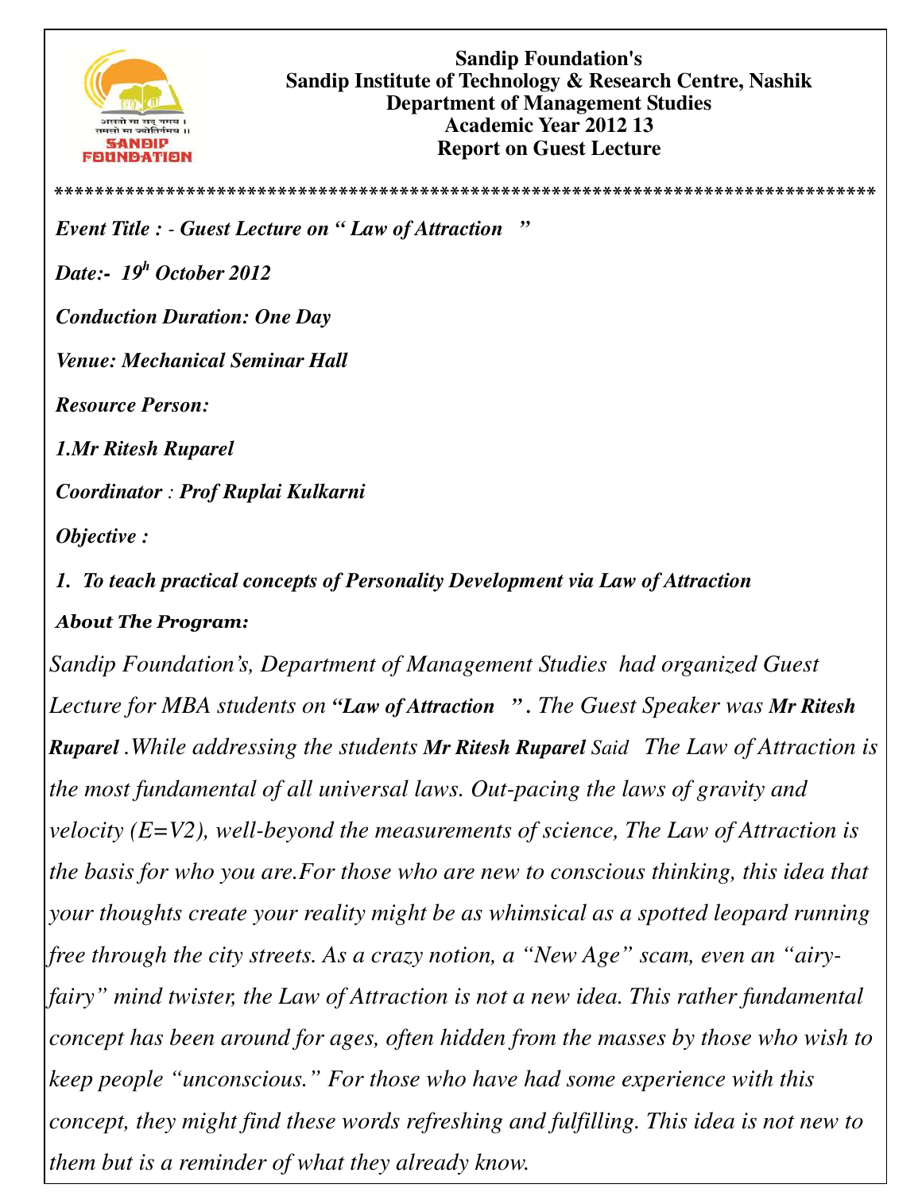**Sandip Foundation's**
**Sandip Institute of Technology & Research Centre, Nashik**
**Department of Management Studies**
**Academic Year 2012 13**
**Report on Guest Lecture**

**********************************************************************************

***Event Title : - Guest Lecture on " Law of Attraction "***

***Date:- 19^h October 2012***

***Conduction Duration: One Day***

***Venue: Mechanical Seminar Hall***

***Resource Person:***

***1.Mr Ritesh Ruparel***

***Coordinator : Prof Ruplai Kulkarni***

***Objective :***

***1. To teach practical concepts of Personality Development via Law of Attraction***

***About The Program:***

*Sandip Foundation's, Department of Management Studies had organized Guest Lecture for MBA students on **"Law of Attraction "**. The Guest Speaker was **Mr Ritesh Ruparel** .While addressing the students **Mr Ritesh Ruparel** Said The Law of Attraction is the most fundamental of all universal laws. Out-pacing the laws of gravity and velocity (E=V2), well-beyond the measurements of science, The Law of Attraction is the basis for who you are.For those who are new to conscious thinking, this idea that your thoughts create your reality might be as whimsical as a spotted leopard running free through the city streets. As a crazy notion, a "New Age" scam, even an "airy-fairy" mind twister, the Law of Attraction is not a new idea. This rather fundamental concept has been around for ages, often hidden from the masses by those who wish to keep people "unconscious." For those who have had some experience with this concept, they might find these words refreshing and fulfilling. This idea is not new to them but is a reminder of what they already know.*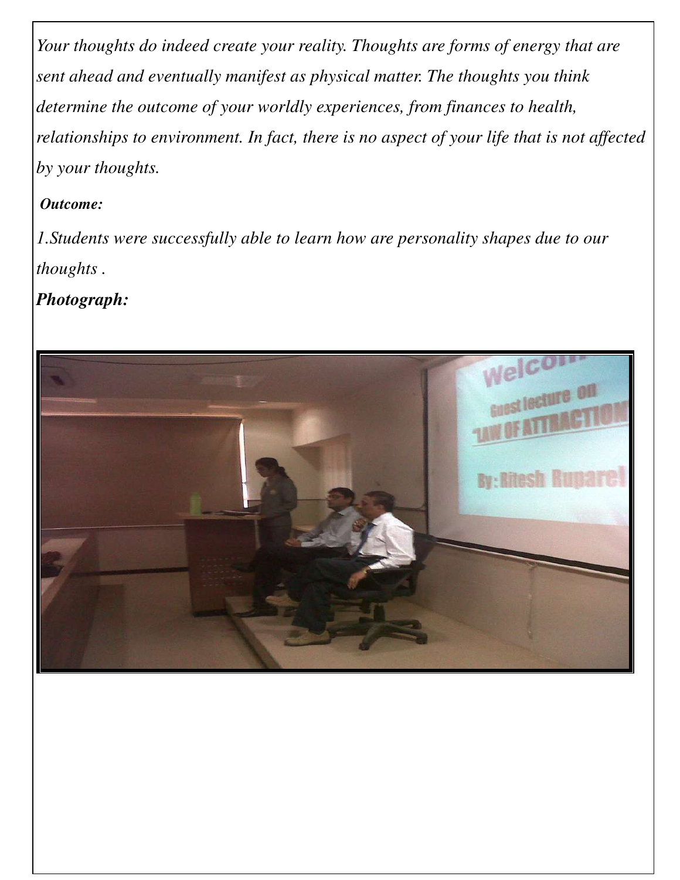*Your thoughts do indeed create your reality. Thoughts are forms of energy that are sent ahead and eventually manifest as physical matter. The thoughts you think determine the outcome of your worldly experiences, from finances to health, relationships to environment. In fact, there is no aspect of your life that is not affected by your thoughts.*

***Outcome:***

*1.Students were successfully able to learn how are personality shapes due to our thoughts .*

***Photograph:***